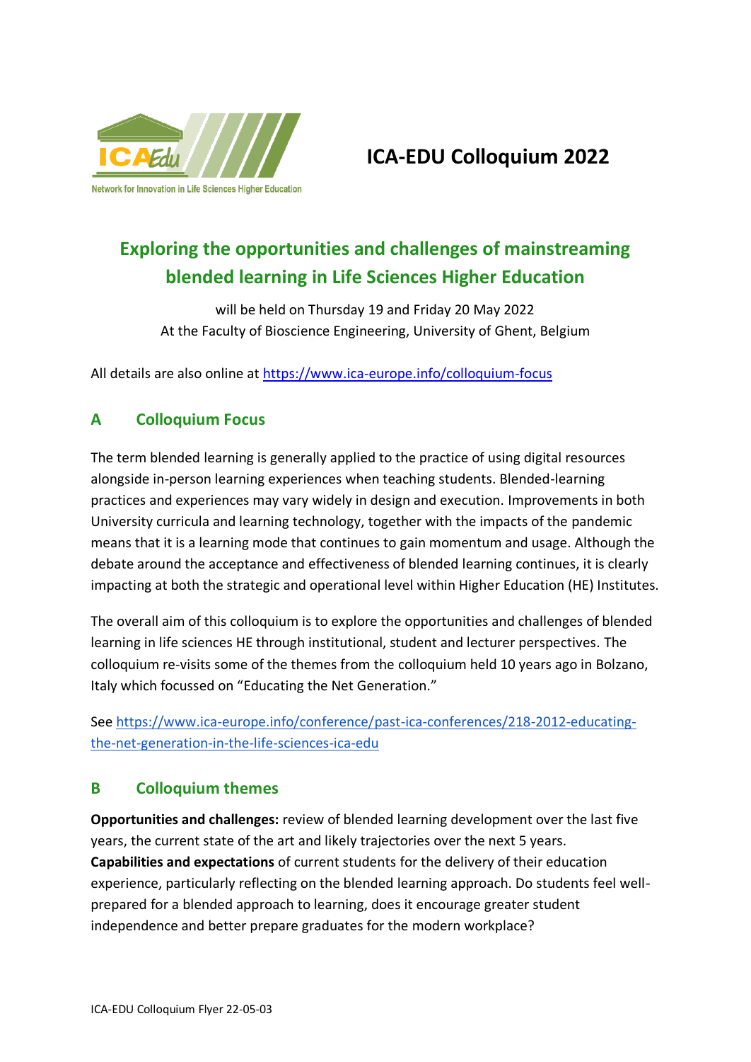ICAEdu

Network for Innovation in Life Sciences Higher Education

# ICA-EDU Colloquium 2022

## Exploring the opportunities and challenges of mainstreaming blended learning in Life Sciences Higher Education

will be held on Thursday 19 and Friday 20 May 2022
At the Faculty of Bioscience Engineering, University of Ghent, Belgium

All details are also online at https://www.ica-europe.info/colloquium-focus

## A Colloquium Focus

The term blended learning is generally applied to the practice of using digital resources alongside in-person learning experiences when teaching students. Blended-learning practices and experiences may vary widely in design and execution. Improvements in both University curricula and learning technology, together with the impacts of the pandemic means that it is a learning mode that continues to gain momentum and usage. Although the debate around the acceptance and effectiveness of blended learning continues, it is clearly impacting at both the strategic and operational level within Higher Education (HE) Institutes.

The overall aim of this colloquium is to explore the opportunities and challenges of blended learning in life sciences HE through institutional, student and lecturer perspectives. The colloquium re-visits some of the themes from the colloquium held 10 years ago in Bolzano, Italy which focussed on "Educating the Net Generation."

See https://www.ica-europe.info/conference/past-ica-conferences/218-2012-educating-the-net-generation-in-the-life-sciences-ica-edu

## B Colloquium themes

**Opportunities and challenges:** review of blended learning development over the last five years, the current state of the art and likely trajectories over the next 5 years.
**Capabilities and expectations** of current students for the delivery of their education experience, particularly reflecting on the blended learning approach. Do students feel well-prepared for a blended approach to learning, does it encourage greater student independence and better prepare graduates for the modern workplace?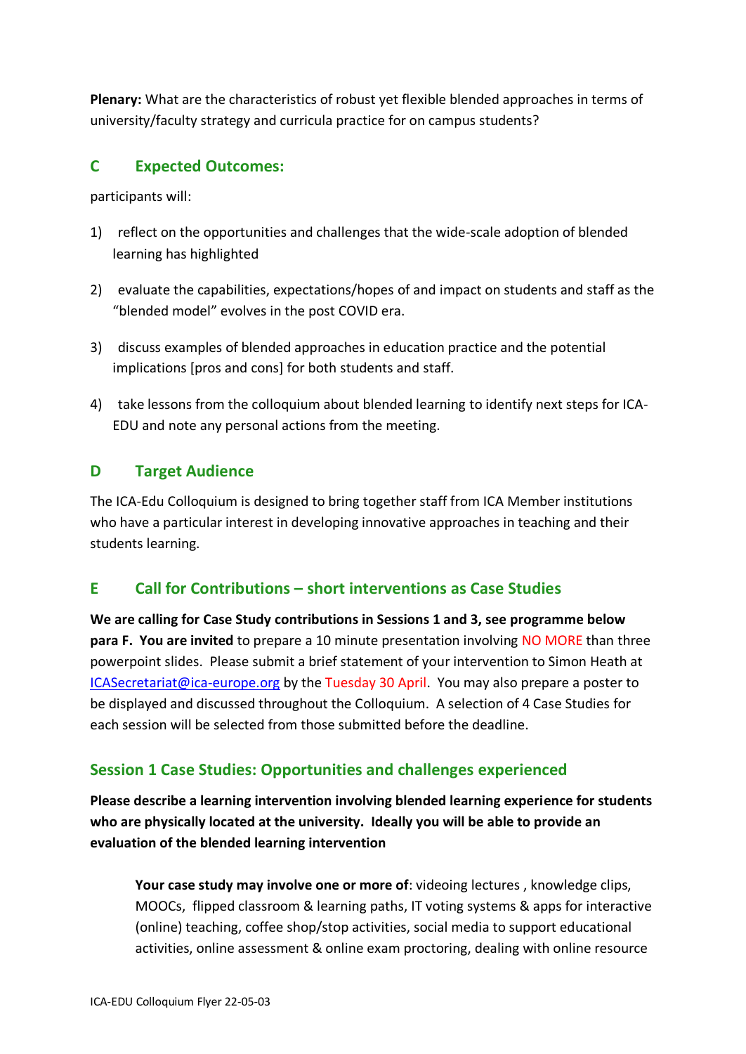**Plenary:** What are the characteristics of robust yet flexible blended approaches in terms of university/faculty strategy and curricula practice for on campus students?

## C Expected Outcomes:

participants will:

1) reflect on the opportunities and challenges that the wide-scale adoption of blended learning has highlighted

2) evaluate the capabilities, expectations/hopes of and impact on students and staff as the "blended model" evolves in the post COVID era.

3) discuss examples of blended approaches in education practice and the potential implications [pros and cons] for both students and staff.

4) take lessons from the colloquium about blended learning to identify next steps for ICA-EDU and note any personal actions from the meeting.

## D Target Audience

The ICA-Edu Colloquium is designed to bring together staff from ICA Member institutions who have a particular interest in developing innovative approaches in teaching and their students learning.

## E Call for Contributions – short interventions as Case Studies

**We are calling for Case Study contributions in Sessions 1 and 3, see programme below para F. You are invited** to prepare a 10 minute presentation involving NO MORE than three powerpoint slides. Please submit a brief statement of your intervention to Simon Heath at ICASecretariat@ica-europe.org by the Tuesday 30 April. You may also prepare a poster to be displayed and discussed throughout the Colloquium. A selection of 4 Case Studies for each session will be selected from those submitted before the deadline.

### Session 1 Case Studies: Opportunities and challenges experienced

**Please describe a learning intervention involving blended learning experience for students who are physically located at the university. Ideally you will be able to provide an evaluation of the blended learning intervention**

> **Your case study may involve one or more of**: videoing lectures , knowledge clips, MOOCs, flipped classroom & learning paths, IT voting systems & apps for interactive (online) teaching, coffee shop/stop activities, social media to support educational activities, online assessment & online exam proctoring, dealing with online resource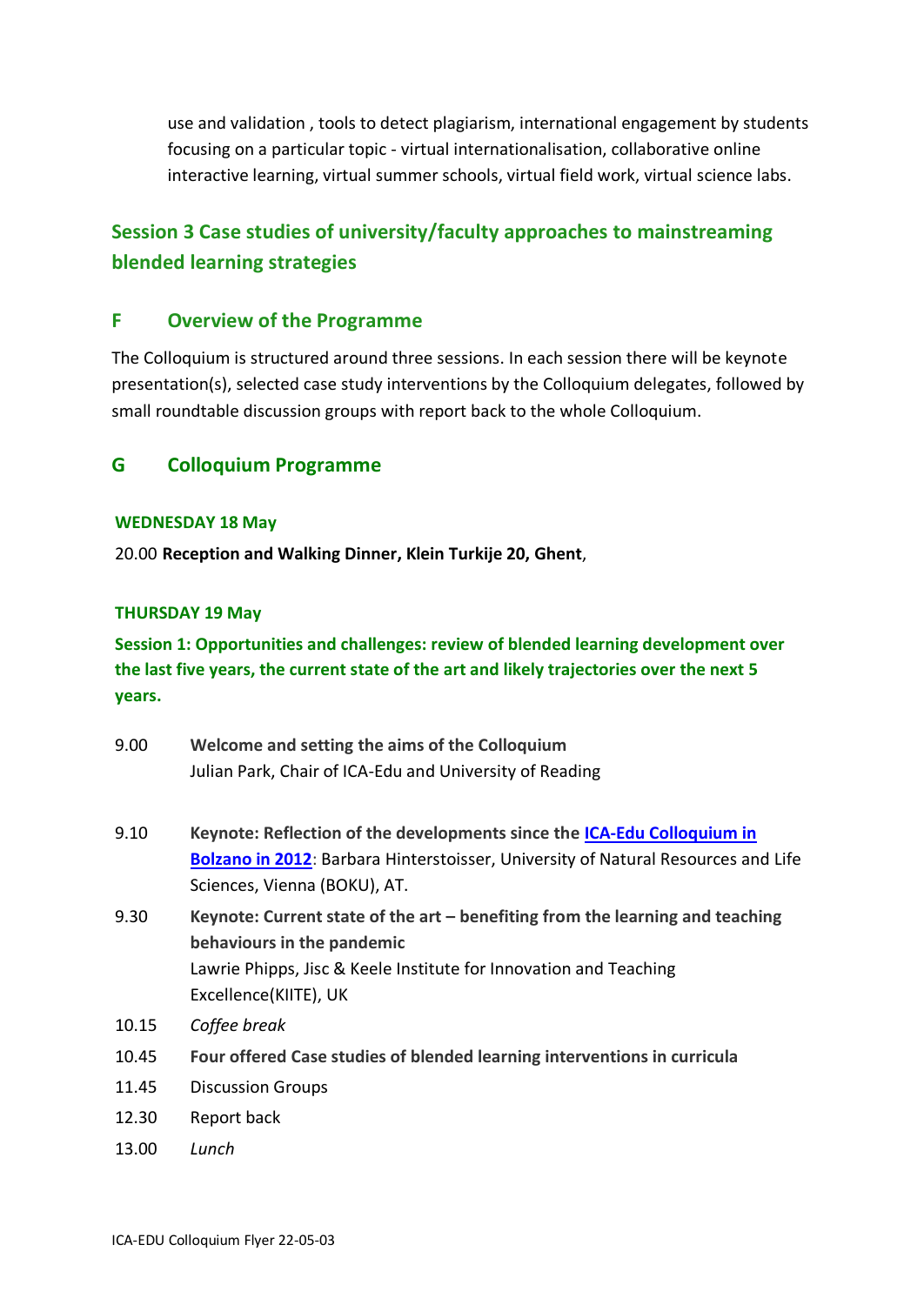use and validation , tools to detect plagiarism, international engagement by students focusing on a particular topic - virtual internationalisation, collaborative online interactive learning, virtual summer schools, virtual field work, virtual science labs.

### Session 3 Case studies of university/faculty approaches to mainstreaming blended learning strategies

## F Overview of the Programme

The Colloquium is structured around three sessions. In each session there will be keynote presentation(s), selected case study interventions by the Colloquium delegates, followed by small roundtable discussion groups with report back to the whole Colloquium.

## G Colloquium Programme

**WEDNESDAY 18 May**

20.00 **Reception and Walking Dinner, Klein Turkije 20, Ghent**,

**THURSDAY 19 May**

**Session 1: Opportunities and challenges: review of blended learning development over the last five years, the current state of the art and likely trajectories over the next 5 years.**

9.00 **Welcome and setting the aims of the Colloquium**
Julian Park, Chair of ICA-Edu and University of Reading

9.10 **Keynote: Reflection of the developments since the ICA-Edu Colloquium in Bolzano in 2012**: Barbara Hinterstoisser, University of Natural Resources and Life Sciences, Vienna (BOKU), AT.

9.30 **Keynote: Current state of the art – benefiting from the learning and teaching behaviours in the pandemic**
Lawrie Phipps, Jisc & Keele Institute for Innovation and Teaching Excellence(KIITE), UK

10.15 *Coffee break*

10.45 **Four offered Case studies of blended learning interventions in curricula**

11.45 Discussion Groups

12.30 Report back

13.00 *Lunch*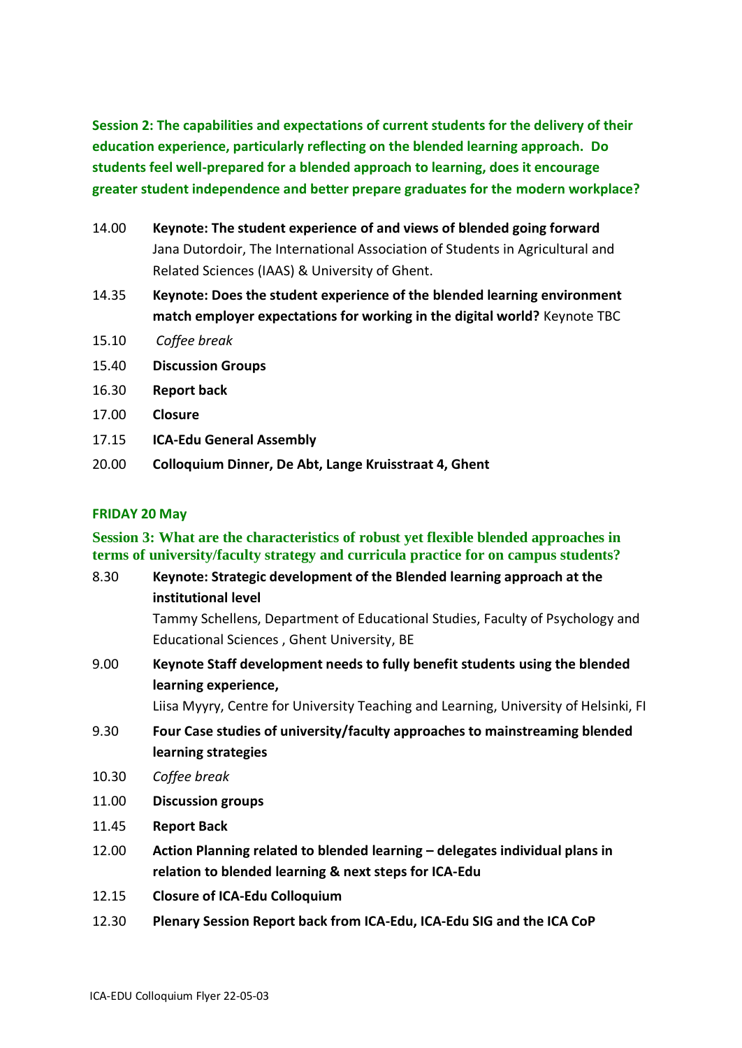**Session 2: The capabilities and expectations of current students for the delivery of their education experience, particularly reflecting on the blended learning approach. Do students feel well-prepared for a blended approach to learning, does it encourage greater student independence and better prepare graduates for the modern workplace?**

14.00 **Keynote: The student experience of and views of blended going forward**
Jana Dutordoir, The International Association of Students in Agricultural and Related Sciences (IAAS) & University of Ghent.

14.35 **Keynote: Does the student experience of the blended learning environment match employer expectations for working in the digital world?** Keynote TBC

15.10 *Coffee break*

15.40 **Discussion Groups**

16.30 **Report back**

17.00 **Closure**

17.15 **ICA-Edu General Assembly**

20.00 **Colloquium Dinner, De Abt, Lange Kruisstraat 4, Ghent**

**FRIDAY 20 May**

**Session 3: What are the characteristics of robust yet flexible blended approaches in terms of university/faculty strategy and curricula practice for on campus students?**

8.30 **Keynote: Strategic development of the Blended learning approach at the institutional level**
Tammy Schellens, Department of Educational Studies, Faculty of Psychology and Educational Sciences , Ghent University, BE

9.00 **Keynote Staff development needs to fully benefit students using the blended learning experience,**
Liisa Myyry, Centre for University Teaching and Learning, University of Helsinki, FI

9.30 **Four Case studies of university/faculty approaches to mainstreaming blended learning strategies**

10.30 *Coffee break*

11.00 **Discussion groups**

11.45 **Report Back**

12.00 **Action Planning related to blended learning – delegates individual plans in relation to blended learning & next steps for ICA-Edu**

12.15 **Closure of ICA-Edu Colloquium**

12.30 **Plenary Session Report back from ICA-Edu, ICA-Edu SIG and the ICA CoP**

ICA-EDU Colloquium Flyer 22-05-03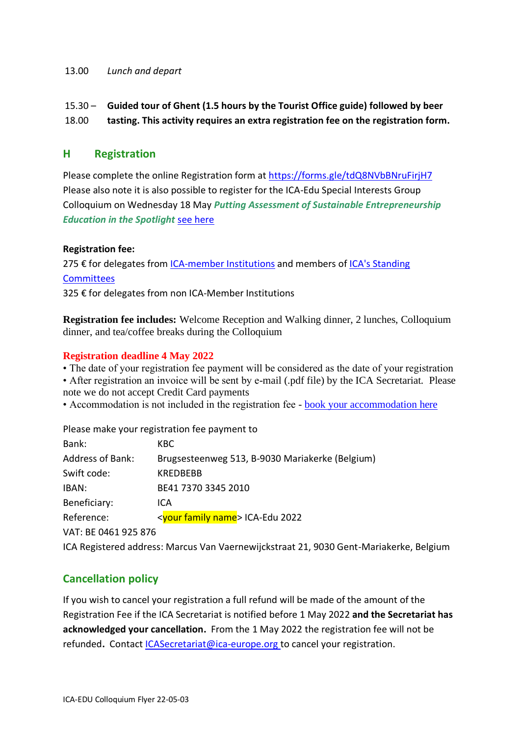13.00 *Lunch and depart*

15.30 – 18.00 **Guided tour of Ghent (1.5 hours by the Tourist Office guide) followed by beer tasting. This activity requires an extra registration fee on the registration form.**

## H Registration

Please complete the online Registration form at https://forms.gle/tdQ8NVbBNruFirjH7
Please also note it is also possible to register for the ICA-Edu Special Interests Group Colloquium on Wednesday 18 May ***Putting Assessment of Sustainable Entrepreneurship Education in the Spotlight*** see here

**Registration fee:**
275 € for delegates from ICA-member Institutions and members of ICA's Standing Committees
325 € for delegates from non ICA-Member Institutions

**Registration fee includes:** Welcome Reception and Walking dinner, 2 lunches, Colloquium dinner, and tea/coffee breaks during the Colloquium

**Registration deadline 4 May 2022**

- The date of your registration fee payment will be considered as the date of your registration
- After registration an invoice will be sent by e-mail (.pdf file) by the ICA Secretariat. Please note we do not accept Credit Card payments
- Accommodation is not included in the registration fee - book your accommodation here

Please make your registration fee payment to

| | |
|---|---|
| Bank: | KBC |
| Address of Bank: | Brugsesteenweg 513, B-9030 Mariakerke (Belgium) |
| Swift code: | KREDBEBB |
| IBAN: | BE41 7370 3345 2010 |
| Beneficiary: | ICA |
| Reference: | <your family name> ICA-Edu 2022 |

VAT: BE 0461 925 876
ICA Registered address: Marcus Van Vaernewijckstraat 21, 9030 Gent-Mariakerke, Belgium

## Cancellation policy

If you wish to cancel your registration a full refund will be made of the amount of the Registration Fee if the ICA Secretariat is notified before 1 May 2022 **and the Secretariat has acknowledged your cancellation.** From the 1 May 2022 the registration fee will not be refunded**.** Contact ICASecretariat@ica-europe.org to cancel your registration.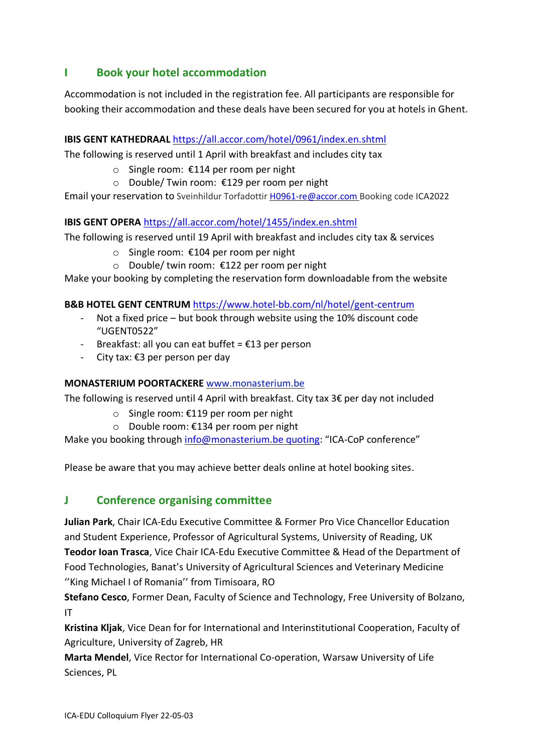## I Book your hotel accommodation

Accommodation is not included in the registration fee. All participants are responsible for booking their accommodation and these deals have been secured for you at hotels in Ghent.

**IBIS GENT KATHEDRAAL** https://all.accor.com/hotel/0961/index.en.shtml

The following is reserved until 1 April with breakfast and includes city tax

- Single room: €114 per room per night
- Double/ Twin room: €129 per room per night

Email your reservation to Sveinhildur Torfadottir H0961-re@accor.com Booking code ICA2022

**IBIS GENT OPERA** https://all.accor.com/hotel/1455/index.en.shtml

The following is reserved until 19 April with breakfast and includes city tax & services

- Single room: €104 per room per night
- Double/ twin room: €122 per room per night

Make your booking by completing the reservation form downloadable from the website

**B&B HOTEL GENT CENTRUM** https://www.hotel-bb.com/nl/hotel/gent-centrum

- Not a fixed price – but book through website using the 10% discount code "UGENT0522"
- Breakfast: all you can eat buffet = €13 per person
- City tax: €3 per person per day

**MONASTERIUM POORTACKERE** www.monasterium.be

The following is reserved until 4 April with breakfast. City tax 3€ per day not included

- Single room: €119 per room per night
- Double room: €134 per room per night

Make you booking through info@monasterium.be quoting: "ICA-CoP conference"

Please be aware that you may achieve better deals online at hotel booking sites.

## J Conference organising committee

**Julian Park**, Chair ICA-Edu Executive Committee & Former Pro Vice Chancellor Education and Student Experience, Professor of Agricultural Systems, University of Reading, UK
**Teodor Ioan Trasca**, Vice Chair ICA-Edu Executive Committee & Head of the Department of Food Technologies, Banat's University of Agricultural Sciences and Veterinary Medicine ''King Michael I of Romania'' from Timisoara, RO
**Stefano Cesco**, Former Dean, Faculty of Science and Technology, Free University of Bolzano, IT
**Kristina Kljak**, Vice Dean for for International and Interinstitutional Cooperation, Faculty of Agriculture, University of Zagreb, HR
**Marta Mendel**, Vice Rector for International Co-operation, Warsaw University of Life Sciences, PL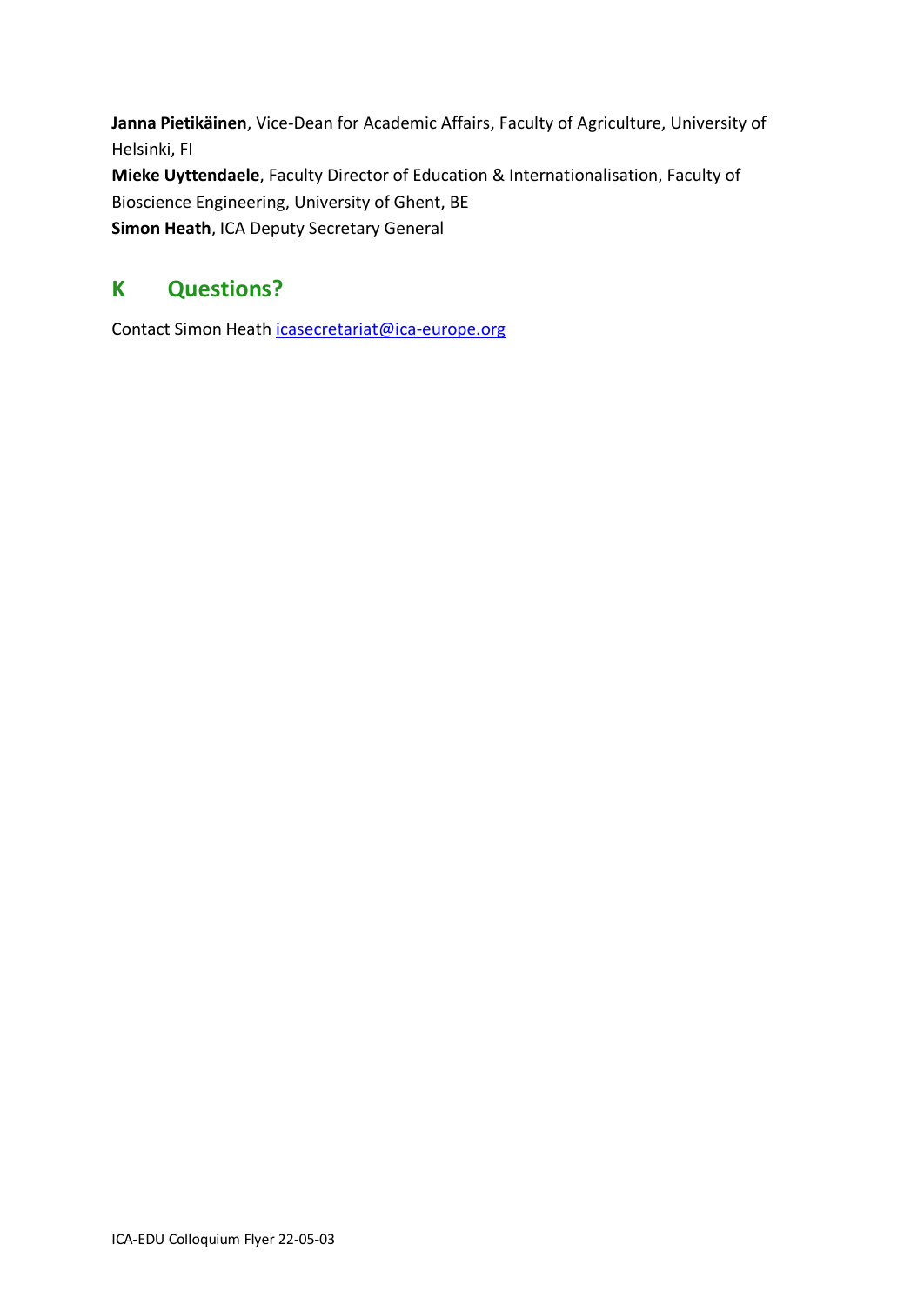**Janna Pietikäinen**, Vice-Dean for Academic Affairs, Faculty of Agriculture, University of Helsinki, FI
**Mieke Uyttendaele**, Faculty Director of Education & Internationalisation, Faculty of Bioscience Engineering, University of Ghent, BE
**Simon Heath**, ICA Deputy Secretary General

## K Questions?

Contact Simon Heath icasecretariat@ica-europe.org